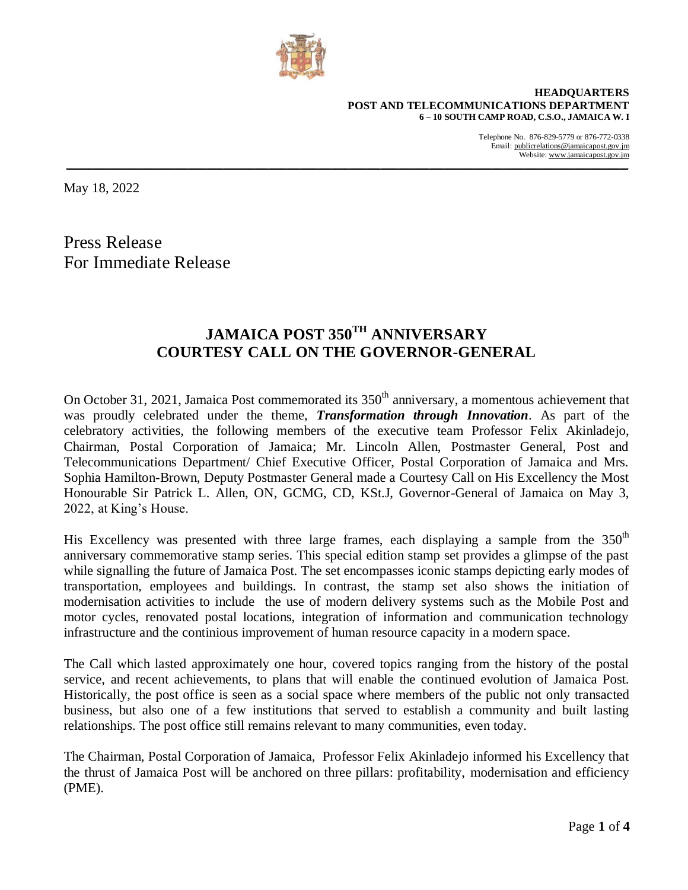**HEADQUARTERS**
**POST AND TELECOMMUNICATIONS DEPARTMENT**
**6 – 10 SOUTH CAMP ROAD, C.S.O., JAMAICA W. I**

Telephone No. 876-829-5779 or 876-772-0338
Email: publicrelations@jamaicapost.gov.jm
Website: www.jamaicapost.gov.jm

---

May 18, 2022

Press Release
For Immediate Release

# JAMAICA POST 350TH ANNIVERSARY COURTESY CALL ON THE GOVERNOR-GENERAL

On October 31, 2021, Jamaica Post commemorated its 350th anniversary, a momentous achievement that was proudly celebrated under the theme, ***Transformation through Innovation***. As part of the celebratory activities, the following members of the executive team Professor Felix Akinladejo, Chairman, Postal Corporation of Jamaica; Mr. Lincoln Allen, Postmaster General, Post and Telecommunications Department/ Chief Executive Officer, Postal Corporation of Jamaica and Mrs. Sophia Hamilton-Brown, Deputy Postmaster General made a Courtesy Call on His Excellency the Most Honourable Sir Patrick L. Allen, ON, GCMG, CD, KSt.J, Governor-General of Jamaica on May 3, 2022, at King's House.

His Excellency was presented with three large frames, each displaying a sample from the 350th anniversary commemorative stamp series. This special edition stamp set provides a glimpse of the past while signalling the future of Jamaica Post. The set encompasses iconic stamps depicting early modes of transportation, employees and buildings. In contrast, the stamp set also shows the initiation of modernisation activities to include the use of modern delivery systems such as the Mobile Post and motor cycles, renovated postal locations, integration of information and communication technology infrastructure and the continious improvement of human resource capacity in a modern space.

The Call which lasted approximately one hour, covered topics ranging from the history of the postal service, and recent achievements, to plans that will enable the continued evolution of Jamaica Post. Historically, the post office is seen as a social space where members of the public not only transacted business, but also one of a few institutions that served to establish a community and built lasting relationships. The post office still remains relevant to many communities, even today.

The Chairman, Postal Corporation of Jamaica, Professor Felix Akinladejo informed his Excellency that the thrust of Jamaica Post will be anchored on three pillars: profitability, modernisation and efficiency (PME).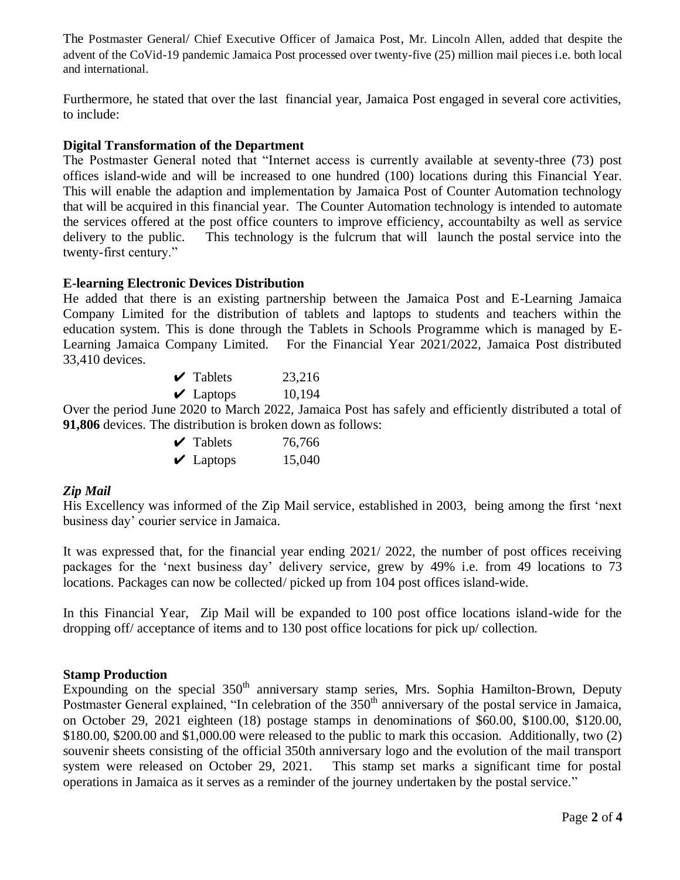The Postmaster General/ Chief Executive Officer of Jamaica Post, Mr. Lincoln Allen, added that despite the advent of the CoVid-19 pandemic Jamaica Post processed over twenty-five (25) million mail pieces i.e. both local and international.

Furthermore, he stated that over the last financial year, Jamaica Post engaged in several core activities, to include:

**Digital Transformation of the Department**

The Postmaster General noted that "Internet access is currently available at seventy-three (73) post offices island-wide and will be increased to one hundred (100) locations during this Financial Year. This will enable the adaption and implementation by Jamaica Post of Counter Automation technology that will be acquired in this financial year. The Counter Automation technology is intended to automate the services offered at the post office counters to improve efficiency, accountabilty as well as service delivery to the public. This technology is the fulcrum that will launch the postal service into the twenty-first century."

**E-learning Electronic Devices Distribution**

He added that there is an existing partnership between the Jamaica Post and E-Learning Jamaica Company Limited for the distribution of tablets and laptops to students and teachers within the education system. This is done through the Tablets in Schools Programme which is managed by E-Learning Jamaica Company Limited. For the Financial Year 2021/2022, Jamaica Post distributed 33,410 devices.

- ✔ Tablets 23,216
- ✔ Laptops 10,194

Over the period June 2020 to March 2022, Jamaica Post has safely and efficiently distributed a total of **91,806** devices. The distribution is broken down as follows:

- ✔ Tablets 76,766
- ✔ Laptops 15,040

***Zip Mail***

His Excellency was informed of the Zip Mail service, established in 2003, being among the first 'next business day' courier service in Jamaica.

It was expressed that, for the financial year ending 2021/ 2022, the number of post offices receiving packages for the 'next business day' delivery service, grew by 49% i.e. from 49 locations to 73 locations. Packages can now be collected/ picked up from 104 post offices island-wide.

In this Financial Year, Zip Mail will be expanded to 100 post office locations island-wide for the dropping off/ acceptance of items and to 130 post office locations for pick up/ collection.

**Stamp Production**

Expounding on the special 350th anniversary stamp series, Mrs. Sophia Hamilton-Brown, Deputy Postmaster General explained, "In celebration of the 350th anniversary of the postal service in Jamaica, on October 29, 2021 eighteen (18) postage stamps in denominations of $60.00, $100.00, $120.00, $180.00, $200.00 and $1,000.00 were released to the public to mark this occasion. Additionally, two (2) souvenir sheets consisting of the official 350th anniversary logo and the evolution of the mail transport system were released on October 29, 2021. This stamp set marks a significant time for postal operations in Jamaica as it serves as a reminder of the journey undertaken by the postal service."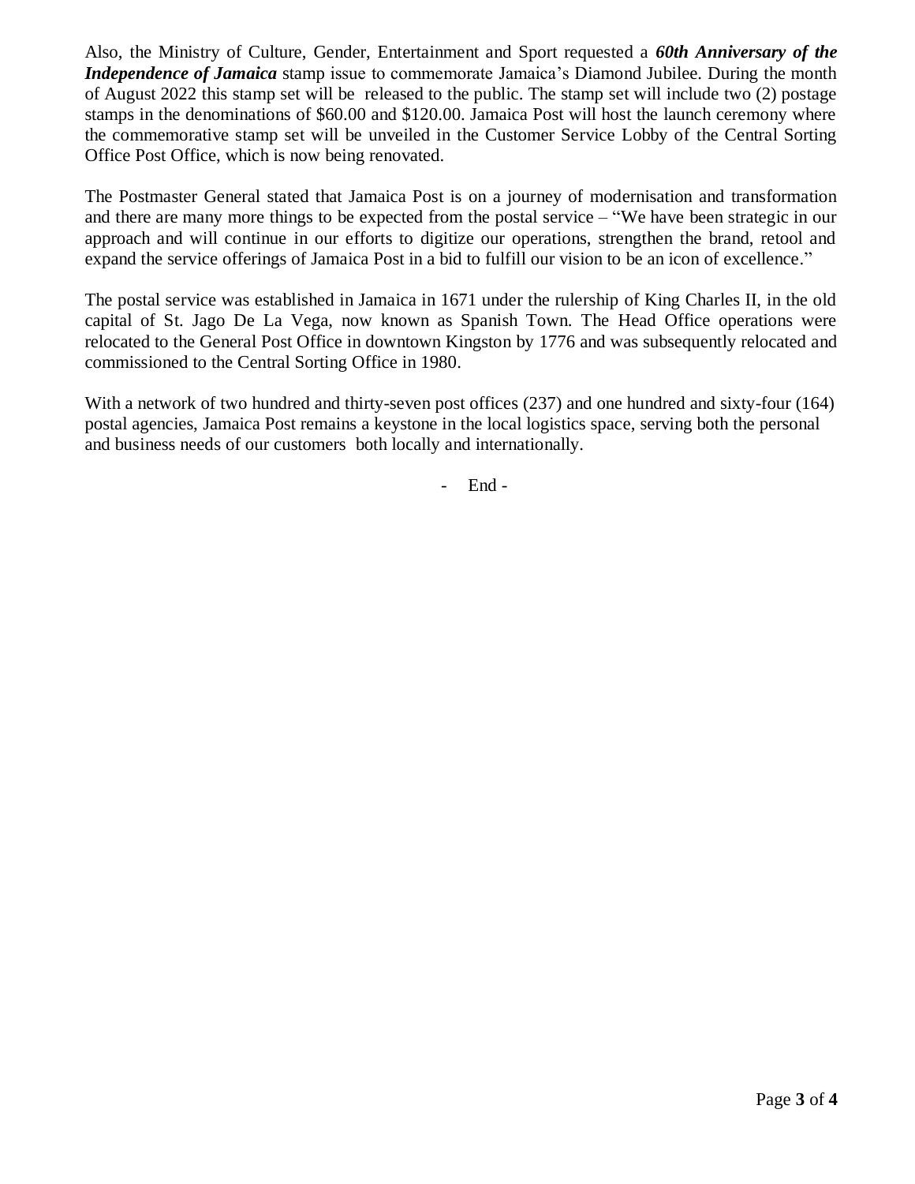Also, the Ministry of Culture, Gender, Entertainment and Sport requested a ***60th Anniversary of the Independence of Jamaica*** stamp issue to commemorate Jamaica's Diamond Jubilee. During the month of August 2022 this stamp set will be released to the public. The stamp set will include two (2) postage stamps in the denominations of $60.00 and $120.00. Jamaica Post will host the launch ceremony where the commemorative stamp set will be unveiled in the Customer Service Lobby of the Central Sorting Office Post Office, which is now being renovated.

The Postmaster General stated that Jamaica Post is on a journey of modernisation and transformation and there are many more things to be expected from the postal service – "We have been strategic in our approach and will continue in our efforts to digitize our operations, strengthen the brand, retool and expand the service offerings of Jamaica Post in a bid to fulfill our vision to be an icon of excellence."

The postal service was established in Jamaica in 1671 under the rulership of King Charles II, in the old capital of St. Jago De La Vega, now known as Spanish Town. The Head Office operations were relocated to the General Post Office in downtown Kingston by 1776 and was subsequently relocated and commissioned to the Central Sorting Office in 1980.

With a network of two hundred and thirty-seven post offices (237) and one hundred and sixty-four (164) postal agencies, Jamaica Post remains a keystone in the local logistics space, serving both the personal and business needs of our customers both locally and internationally.

\- End -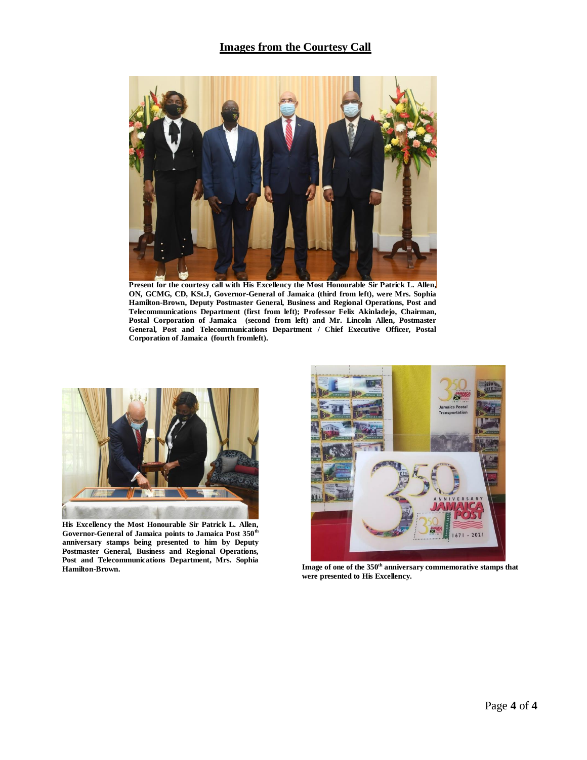## Images from the Courtesy Call

**Present for the courtesy call with His Excellency the Most Honourable Sir Patrick L. Allen, ON, GCMG, CD, KSt.J, Governor-General of Jamaica (third from left), were Mrs. Sophia Hamilton-Brown, Deputy Postmaster General, Business and Regional Operations, Post and Telecommunications Department (first from left); Professor Felix Akinladejo, Chairman, Postal Corporation of Jamaica (second from left) and Mr. Lincoln Allen, Postmaster General, Post and Telecommunications Department / Chief Executive Officer, Postal Corporation of Jamaica (fourth fromleft).**

**His Excellency the Most Honourable Sir Patrick L. Allen, Governor-General of Jamaica points to Jamaica Post 350th anniversary stamps being presented to him by Deputy Postmaster General, Business and Regional Operations, Post and Telecommunications Department, Mrs. Sophia Hamilton-Brown.**

**Image of one of the 350th anniversary commemorative stamps that were presented to His Excellency.**